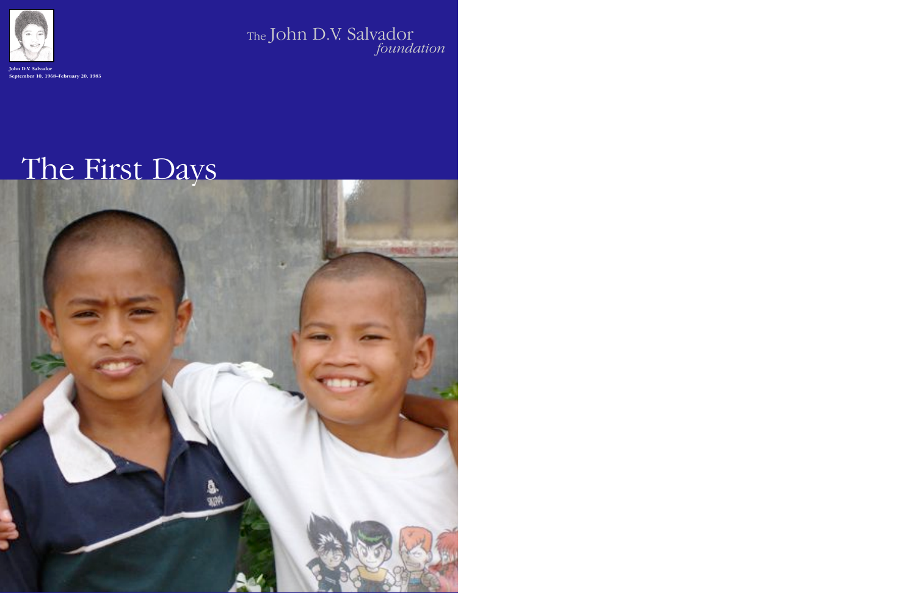John D.V. Salvador
September 10, 1968–February 20, 1983

The John D.V. Salvador *foundation*

# The First Days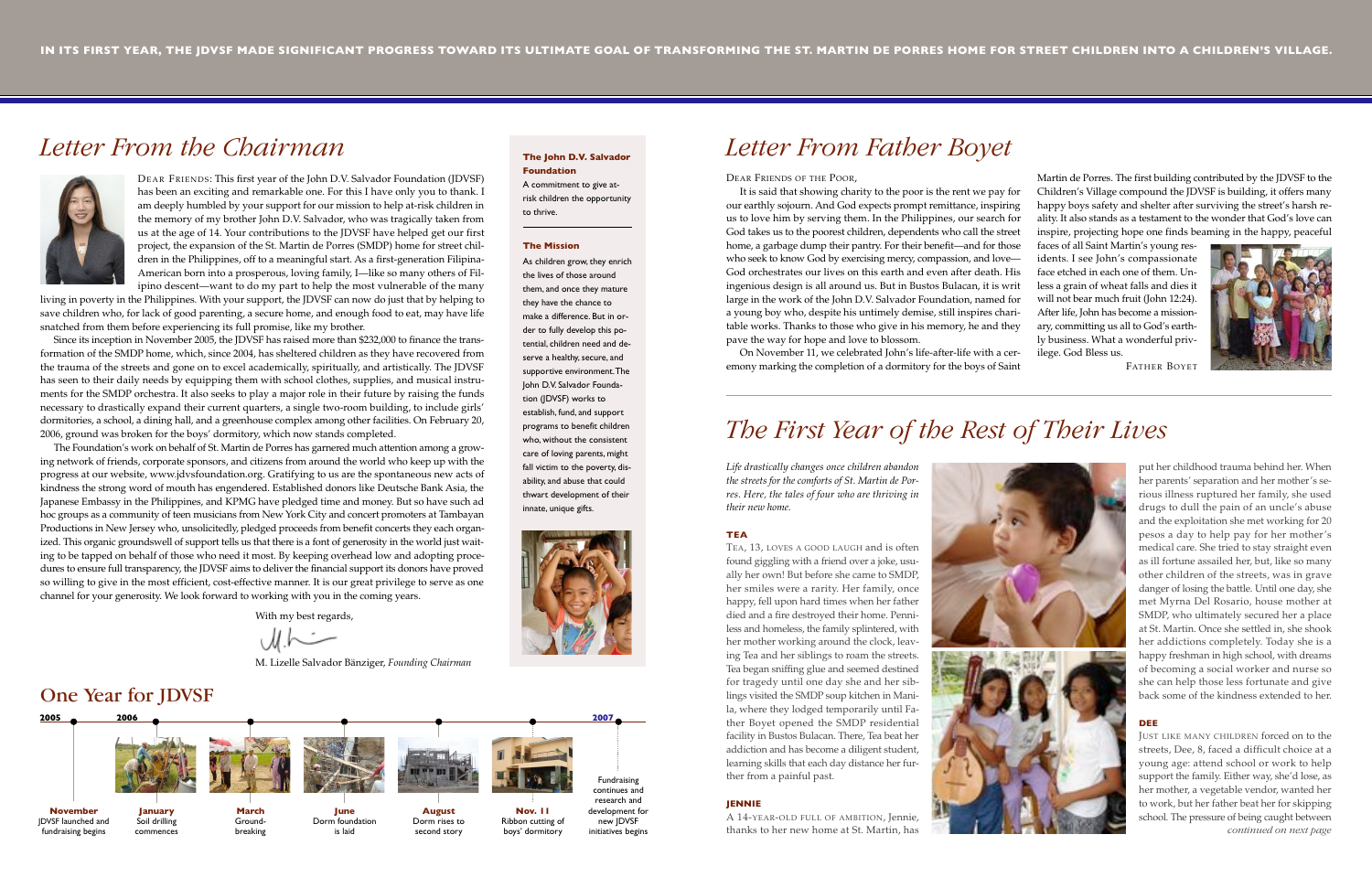**IN ITS FIRST YEAR, THE JDVSF MADE SIGNIFICANT PROGRESS TOWARD ITS ULTIMATE GOAL OF TRANSFORMING THE ST. MARTIN DE PORRES HOME FOR STREET CHILDREN INTO A CHILDREN'S VILLAGE.**

# *Letter From the Chairman*

DEAR FRIENDS: This first year of the John D.V. Salvador Foundation (JDVSF) has been an exciting and remarkable one. For this I have only you to thank. I am deeply humbled by your support for our mission to help at-risk children in the memory of my brother John D.V. Salvador, who was tragically taken from us at the age of 14. Your contributions to the JDVSF have helped get our first project, the expansion of the St. Martin de Porres (SMDP) home for street children in the Philippines, off to a meaningful start. As a first-generation Filipina-American born into a prosperous, loving family, I—like so many others of Filipino descent—want to do my best to help the most vulnerable of the many living in poverty in the Philippines. With your support, the JDVSF can now do just that by helping to save children who, for lack of good parenting, a secure home, and enough food to eat, may have life snatched from them before experiencing its full promise, like my brother.

Since its inception in November 2005, the JDVSF has raised more than $232,000 to finance the transformation of the SMDP home, which, since 2004, has sheltered children as they have recovered from the trauma of the streets and gone on to excel academically, spiritually, and artistically. The JDVSF has seen to their daily needs by equipping them with school clothes, supplies, and musical instruments for the SMDP orchestra. It also seeks to play a major role in their future by raising the funds necessary to drastically expand their current quarters, a single two-room building, to include girls' dormitories, a school, a dining hall, and a greenhouse complex among other facilities. On February 20, 2006, ground was broken for the boys' dormitory, which now stands completed.

The Foundation's work on behalf of St. Martin de Porres has garnered much attention among a growing network of friends, corporate sponsors, and citizens from around the world who keep up with the progress at our website, www.jdvsfoundation.org. Gratifying to us are the spontaneous new acts of kindness the strong word of mouth has engendered. Established donors like Deutsche Bank Asia, the Japanese Embassy in the Philippines, and KPMG have pledged time and money. But so have such ad hoc groups as a community of teen musicians from New York City and concert promoters at Tambayan Productions in New Jersey who, unsolicitedly, pledged proceeds from benefit concerts they each organized. This organic groundswell of support tells us that there is a font of generosity in the world just waiting to be tapped on behalf of those who need it most. By keeping overhead low and adopting procedures to ensure full transparency, the JDVSF aims to deliver the financial support its donors have proved so willing to give in the most efficient, cost-effective manner. It is our great privilege to serve as one channel for your generosity. We look forward to working with you in the coming years.

With my best regards,

M. Lizelle Salvador Bänziger, *Founding Chairman*

**The John D.V. Salvador Foundation**

A commitment to give at-risk children the opportunity to thrive.

**The Mission**

As children grow, they enrich the lives of those around them, and once they mature they have the chance to make a difference. But in order to fully develop this potential, children need and deserve a healthy, secure, and supportive environment. The John D.V. Salvador Foundation (JDVSF) works to establish, fund, and support programs to benefit children who, without the consistent care of loving parents, might fall victim to the poverty, disability, and abuse that could thwart development of their innate, unique gifts.

## One Year for JDVSF

**2005**
- **November** JDVSF launched and fundraising begins

**2006**
- **January** Soil drilling commences
- **March** Ground-breaking
- **June** Dorm foundation is laid
- **August** Dorm rises to second story
- **Nov. 11** Ribbon cutting of boys' dormitory

**2007**
- Fundraising continues and research and development for new JDVSF initiatives begins

# *Letter From Father Boyet*

DEAR FRIENDS OF THE POOR,

It is said that showing charity to the poor is the rent we pay for our earthly sojourn. And God expects prompt remittance, inspiring us to love him by serving them. In the Philippines, our search for God takes us to the poorest children, dependents who call the street home, a garbage dump their pantry. For their benefit—and for those who seek to know God by exercising mercy, compassion, and love—God orchestrates our lives on this earth and even after death. His ingenious design is all around us. But in Bustos Bulacan, it is writ large in the work of the John D.V. Salvador Foundation, named for a young boy who, despite his untimely demise, still inspires charitable works. Thanks to those who give in his memory, he and they pave the way for hope and love to blossom.

On November 11, we celebrated John's life-after-life with a ceremony marking the completion of a dormitory for the boys of Saint Martin de Porres. The first building contributed by the JDVSF to the Children's Village compound the JDVSF is building, it offers many happy boys safety and shelter after surviving the street's harsh reality. It also stands as a testament to the wonder that God's love can inspire, projecting hope one finds beaming in the happy, peaceful faces of all Saint Martin's young residents. I see John's compassionate face etched in each one of them. Unless a grain of wheat falls and dies it will not bear much fruit (John 12:24). After life, John has become a missionary, committing us all to God's earthly business. What a wonderful privilege. God Bless us.

FATHER BOYET

# *The First Year of the Rest of Their Lives*

*Life drastically changes once children abandon the streets for the comforts of St. Martin de Porres. Here, the tales of four who are thriving in their new home.*

### TEA

TEA, 13, LOVES A GOOD LAUGH and is often found giggling with a friend over a joke, usually her own! But before she came to SMDP, her smiles were a rarity. Her family, once happy, fell upon hard times when her father died and a fire destroyed their home. Penniless and homeless, the family splintered, with her mother working around the clock, leaving Tea and her siblings to roam the streets. Tea began sniffing glue and seemed destined for tragedy until one day she and her siblings visited the SMDP soup kitchen in Manila, where they lodged temporarily until Father Boyet opened the SMDP residential facility in Bustos Bulacan. There, Tea beat her addiction and has become a diligent student, learning skills that each day distance her further from a painful past.

### JENNIE

A 14-YEAR-OLD FULL OF AMBITION, Jennie, thanks to her new home at St. Martin, has put her childhood trauma behind her. When her parents' separation and her mother's serious illness ruptured her family, she used drugs to dull the pain of an uncle's abuse and the exploitation she met working for 20 pesos a day to help pay for her mother's medical care. She tried to stay straight even as ill fortune assailed her, but, like so many other children of the streets, was in grave danger of losing the battle. Until one day, she met Myrna Del Rosario, house mother at SMDP, who ultimately secured her a place at St. Martin. Once she settled in, she shook her addictions completely. Today she is a happy freshman in high school, with dreams of becoming a social worker and nurse so she can help those less fortunate and give back some of the kindness extended to her.

### DEE

JUST LIKE MANY CHILDREN forced on to the streets, Dee, 8, faced a difficult choice at a young age: attend school or work to help support the family. Either way, she'd lose, as her mother, a vegetable vendor, wanted her to work, but her father beat her for skipping school. The pressure of being caught between

*continued on next page*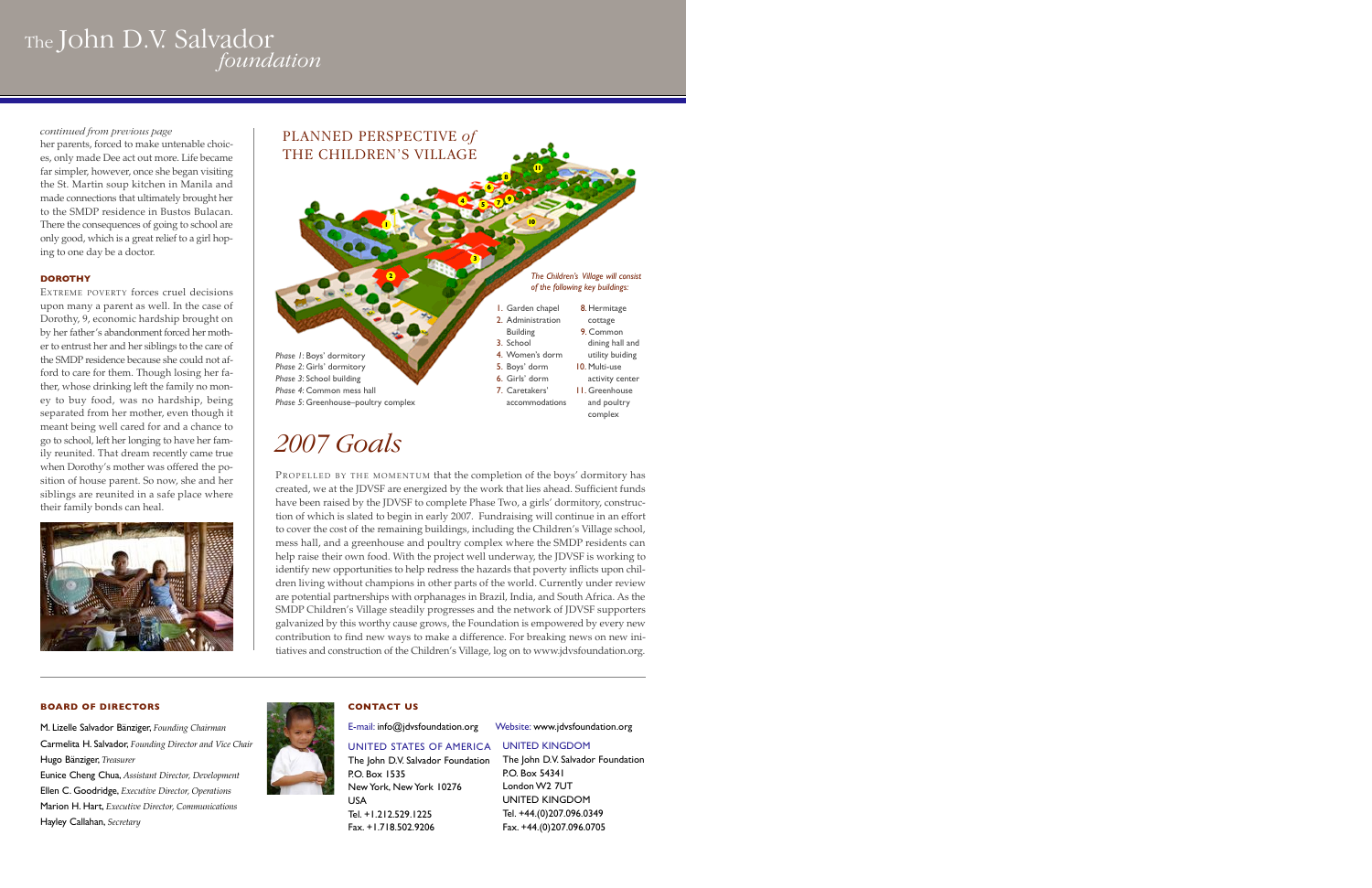*continued from previous page*

her parents, forced to make untenable choices, only made Dee act out more. Life became far simpler, however, once she began visiting the St. Martin soup kitchen in Manila and made connections that ultimately brought her to the SMDP residence in Bustos Bulacan. There the consequences of going to school are only good, which is a great relief to a girl hoping to one day be a doctor.

### DOROTHY

EXTREME POVERTY forces cruel decisions upon many a parent as well. In the case of Dorothy, 9, economic hardship brought on by her father's abandonment forced her mother to entrust her and her siblings to the care of the SMDP residence because she could not afford to care for them. Though losing her father, whose drinking left the family no money to buy food, was no hardship, being separated from her mother, even though it meant being well cared for and a chance to go to school, left her longing to have her family reunited. That dream recently came true when Dorothy's mother was offered the position of house parent. So now, she and her siblings are reunited in a safe place where their family bonds can heal.

## PLANNED PERSPECTIVE *of* THE CHILDREN'S VILLAGE

*The Children's Village will consist of the following key buildings:*

1. Garden chapel
2. Administration Building
3. School
4. Women's dorm
5. Boys' dorm
6. Girls' dorm
7. Caretakers' accommodations
8. Hermitage cottage
9. Common dining hall and utility buiding
10. Multi-use activity center
11. Greenhouse and poultry complex

*Phase 1:* Boys' dormitory
*Phase 2:* Girls' dormitory
*Phase 3:* School building
*Phase 4:* Common mess hall
*Phase 5:* Greenhouse–poultry complex

## *2007 Goals*

PROPELLED BY THE MOMENTUM that the completion of the boys' dormitory has created, we at the JDVSF are energized by the work that lies ahead. Sufficient funds have been raised by the JDVSF to complete Phase Two, a girls' dormitory, construction of which is slated to begin in early 2007. Fundraising will continue in an effort to cover the cost of the remaining buildings, including the Children's Village school, mess hall, and a greenhouse and poultry complex where the SMDP residents can help raise their own food. With the project well underway, the JDVSF is working to identify new opportunities to help redress the hazards that poverty inflicts upon children living without champions in other parts of the world. Currently under review are potential partnerships with orphanages in Brazil, India, and South Africa. As the SMDP Children's Village steadily progresses and the network of JDVSF supporters galvanized by this worthy cause grows, the Foundation is empowered by every new contribution to find new ways to make a difference. For breaking news on new initiatives and construction of the Children's Village, log on to www.jdvsfoundation.org.

### BOARD OF DIRECTORS

M. Lizelle Salvador Bänziger, *Founding Chairman*
Carmelita H. Salvador, *Founding Director and Vice Chair*
Hugo Bänziger, *Treasurer*
Eunice Cheng Chua, *Assistant Director, Development*
Ellen C. Goodridge, *Executive Director, Operations*
Marion H. Hart, *Executive Director, Communications*
Hayley Callahan, *Secretary*

### CONTACT US

E-mail: info@jdvsfoundation.org
Website: www.jdvsfoundation.org

UNITED STATES OF AMERICA
The John D.V. Salvador Foundation
P.O. Box 1535
New York, New York 10276
USA
Tel. +1.212.529.1225
Fax. +1.718.502.9206

UNITED KINGDOM
The John D.V. Salvador Foundation
P.O. Box 54341
London W2 7UT
UNITED KINGDOM
Tel. +44.(0)207.096.0349
Fax. +44.(0)207.096.0705